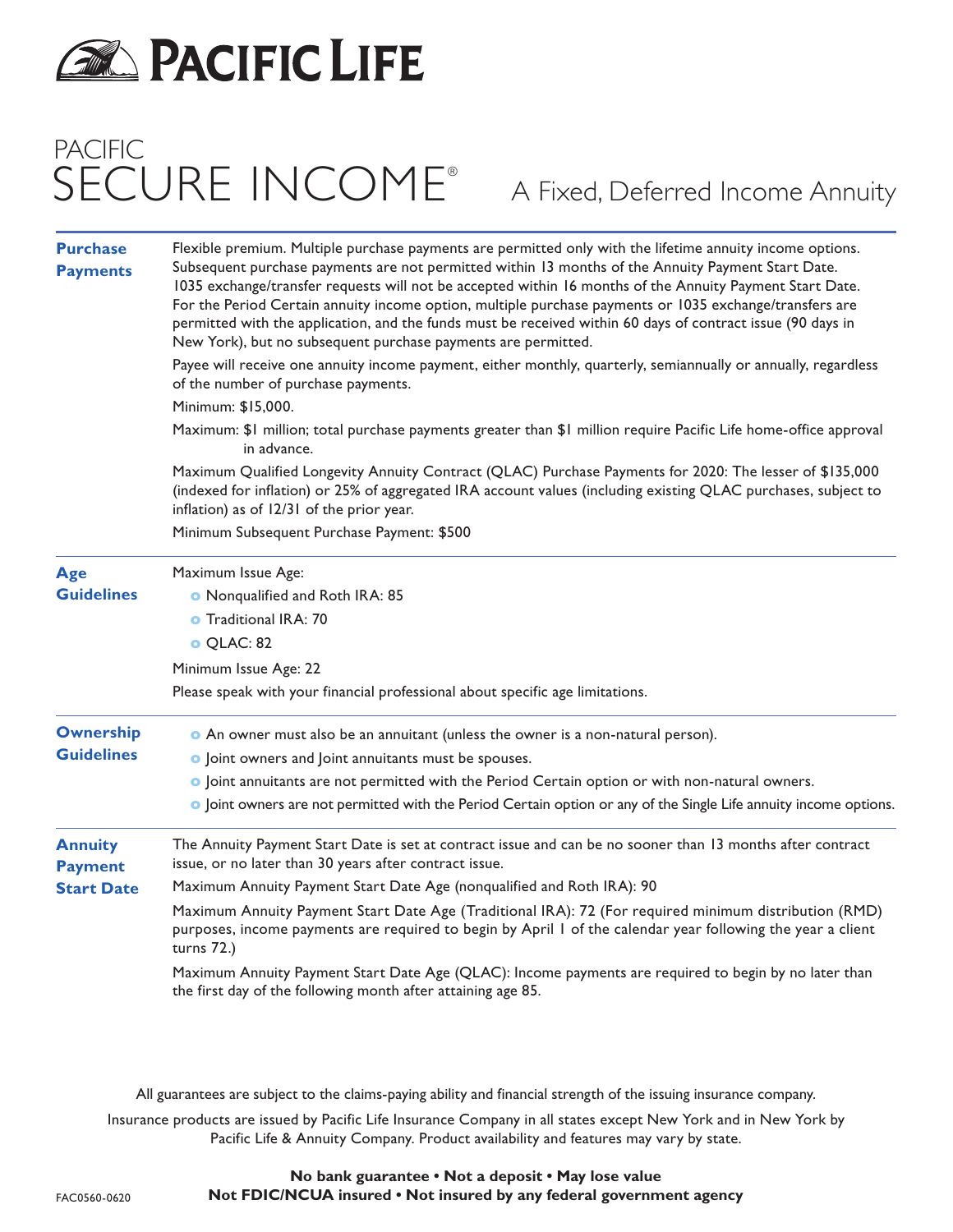# PACIFIC LIFE

## PACIFIC SECURE INCOME®

### A Fixed, Deferred Income Annuity

**Purchase Payments**

Flexible premium. Multiple purchase payments are permitted only with the lifetime annuity income options. Subsequent purchase payments are not permitted within 13 months of the Annuity Payment Start Date. 1035 exchange/transfer requests will not be accepted within 16 months of the Annuity Payment Start Date. For the Period Certain annuity income option, multiple purchase payments or 1035 exchange/transfers are permitted with the application, and the funds must be received within 60 days of contract issue (90 days in New York), but no subsequent purchase payments are permitted.

Payee will receive one annuity income payment, either monthly, quarterly, semiannually or annually, regardless of the number of purchase payments.

Minimum: $15,000.

Maximum: $1 million; total purchase payments greater than $1 million require Pacific Life home-office approval in advance.

Maximum Qualified Longevity Annuity Contract (QLAC) Purchase Payments for 2020: The lesser of $135,000 (indexed for inflation) or 25% of aggregated IRA account values (including existing QLAC purchases, subject to inflation) as of 12/31 of the prior year.

Minimum Subsequent Purchase Payment: $500

**Age Guidelines**

Maximum Issue Age:

- Nonqualified and Roth IRA: 85
- Traditional IRA: 70
- QLAC: 82

Minimum Issue Age: 22

Please speak with your financial professional about specific age limitations.

**Ownership Guidelines**

- An owner must also be an annuitant (unless the owner is a non-natural person).
- Joint owners and Joint annuitants must be spouses.
- Joint annuitants are not permitted with the Period Certain option or with non-natural owners.
- Joint owners are not permitted with the Period Certain option or any of the Single Life annuity income options.

**Annuity Payment Start Date**

The Annuity Payment Start Date is set at contract issue and can be no sooner than 13 months after contract issue, or no later than 30 years after contract issue.

Maximum Annuity Payment Start Date Age (nonqualified and Roth IRA): 90

Maximum Annuity Payment Start Date Age (Traditional IRA): 72 (For required minimum distribution (RMD) purposes, income payments are required to begin by April 1 of the calendar year following the year a client turns 72.)

Maximum Annuity Payment Start Date Age (QLAC): Income payments are required to begin by no later than the first day of the following month after attaining age 85.

All guarantees are subject to the claims-paying ability and financial strength of the issuing insurance company.

Insurance products are issued by Pacific Life Insurance Company in all states except New York and in New York by Pacific Life & Annuity Company. Product availability and features may vary by state.

**No bank guarantee • Not a deposit • May lose value**
**Not FDIC/NCUA insured • Not insured by any federal government agency**

FAC0560-0620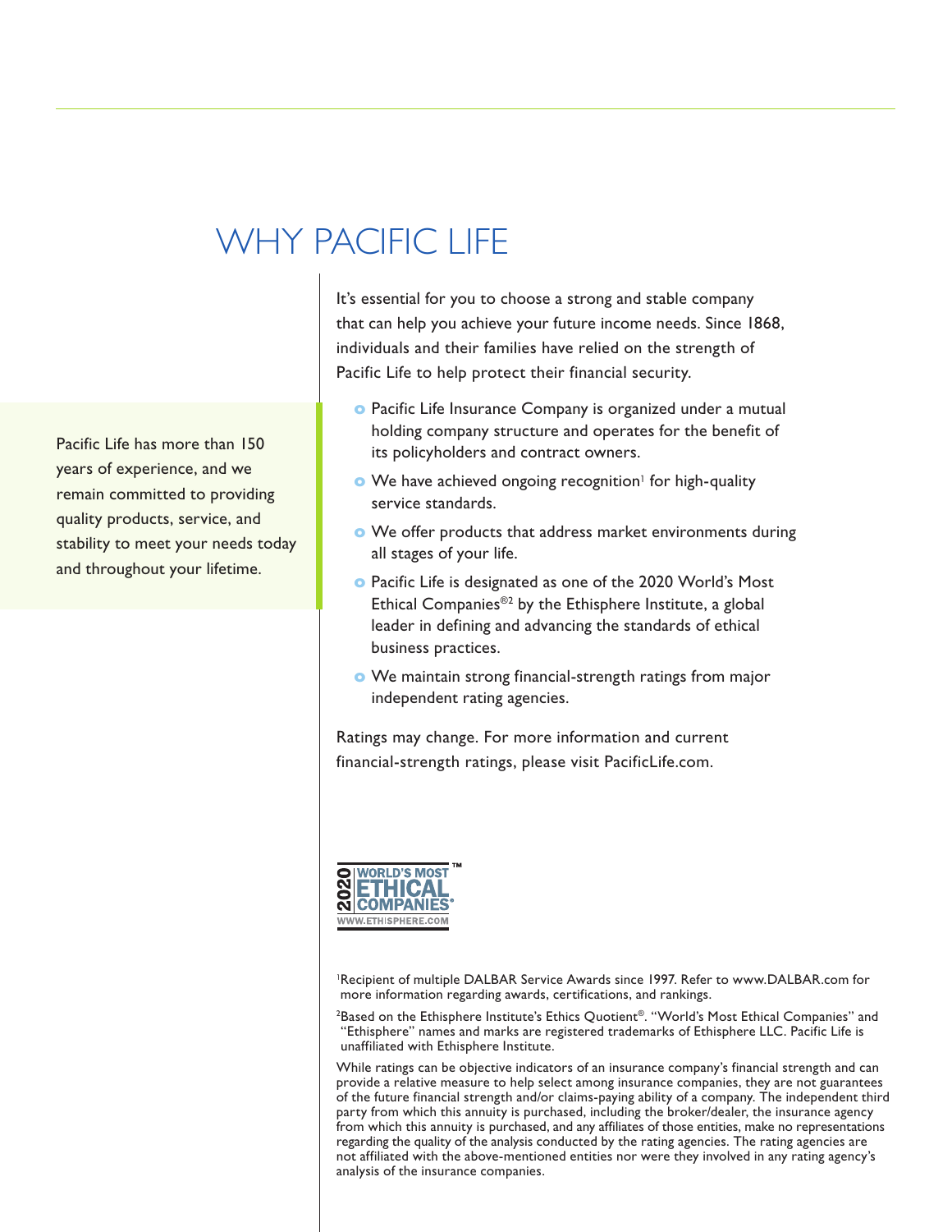# WHY PACIFIC LIFE

Pacific Life has more than 150 years of experience, and we remain committed to providing quality products, service, and stability to meet your needs today and throughout your lifetime.

It's essential for you to choose a strong and stable company that can help you achieve your future income needs. Since 1868, individuals and their families have relied on the strength of Pacific Life to help protect their financial security.

- Pacific Life Insurance Company is organized under a mutual holding company structure and operates for the benefit of its policyholders and contract owners.
- We have achieved ongoing recognition[1] for high-quality service standards.
- We offer products that address market environments during all stages of your life.
- Pacific Life is designated as one of the 2020 World's Most Ethical Companies®[2] by the Ethisphere Institute, a global leader in defining and advancing the standards of ethical business practices.
- We maintain strong financial-strength ratings from major independent rating agencies.

Ratings may change. For more information and current financial-strength ratings, please visit PacificLife.com.

2020 WORLD'S MOST ETHICAL COMPANIES® WWW.ETHISPHERE.COM

[1]Recipient of multiple DALBAR Service Awards since 1997. Refer to www.DALBAR.com for more information regarding awards, certifications, and rankings.

[2]Based on the Ethisphere Institute's Ethics Quotient®. "World's Most Ethical Companies" and "Ethisphere" names and marks are registered trademarks of Ethisphere LLC. Pacific Life is unaffiliated with Ethisphere Institute.

While ratings can be objective indicators of an insurance company's financial strength and can provide a relative measure to help select among insurance companies, they are not guarantees of the future financial strength and/or claims-paying ability of a company. The independent third party from which this annuity is purchased, including the broker/dealer, the insurance agency from which this annuity is purchased, and any affiliates of those entities, make no representations regarding the quality of the analysis conducted by the rating agencies. The rating agencies are not affiliated with the above-mentioned entities nor were they involved in any rating agency's analysis of the insurance companies.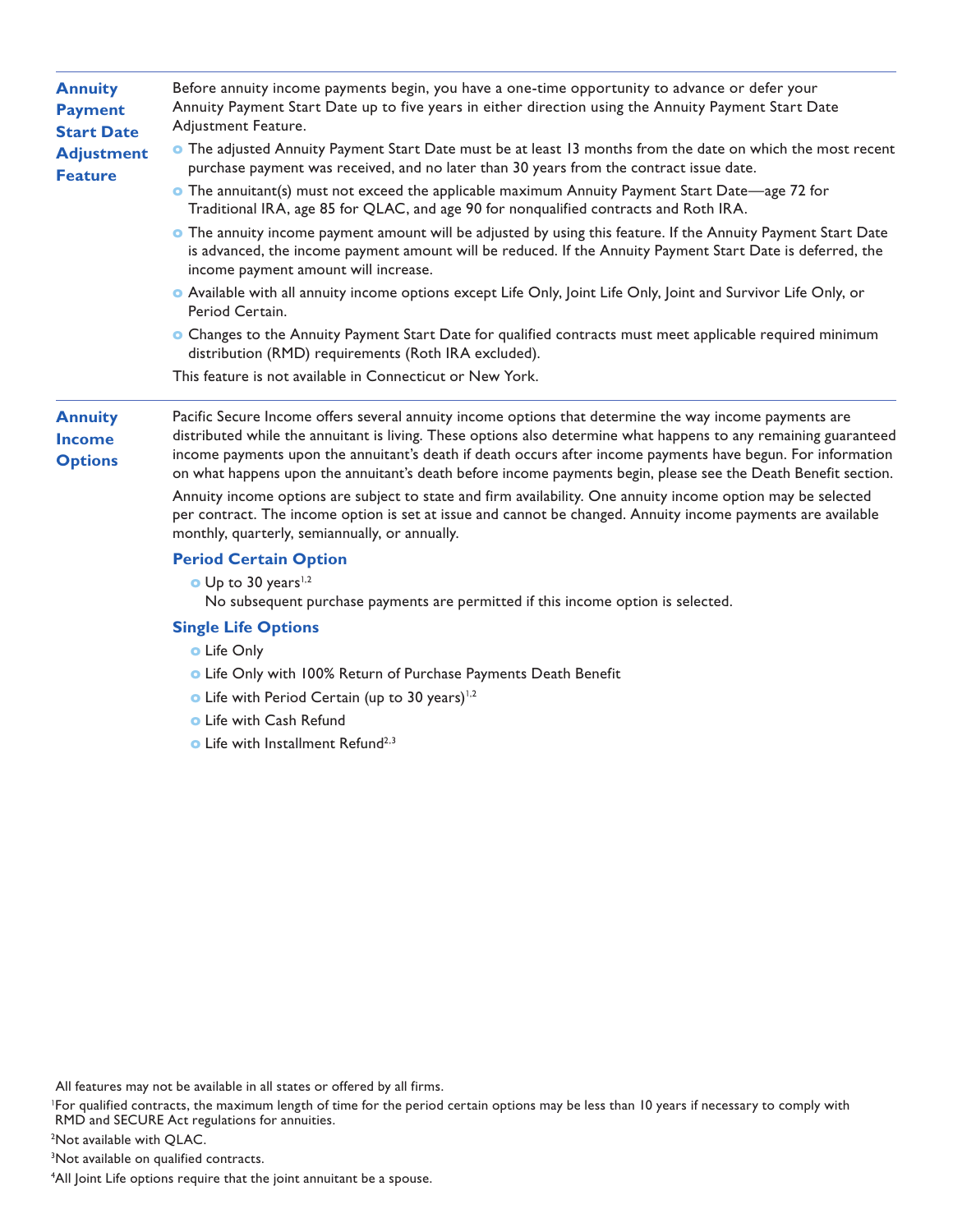## Annuity Payment Start Date Adjustment Feature

Before annuity income payments begin, you have a one-time opportunity to advance or defer your Annuity Payment Start Date up to five years in either direction using the Annuity Payment Start Date Adjustment Feature.

- The adjusted Annuity Payment Start Date must be at least 13 months from the date on which the most recent purchase payment was received, and no later than 30 years from the contract issue date.
- The annuitant(s) must not exceed the applicable maximum Annuity Payment Start Date—age 72 for Traditional IRA, age 85 for QLAC, and age 90 for nonqualified contracts and Roth IRA.
- The annuity income payment amount will be adjusted by using this feature. If the Annuity Payment Start Date is advanced, the income payment amount will be reduced. If the Annuity Payment Start Date is deferred, the income payment amount will increase.
- Available with all annuity income options except Life Only, Joint Life Only, Joint and Survivor Life Only, or Period Certain.
- Changes to the Annuity Payment Start Date for qualified contracts must meet applicable required minimum distribution (RMD) requirements (Roth IRA excluded).

This feature is not available in Connecticut or New York.

## Annuity Income Options

Pacific Secure Income offers several annuity income options that determine the way income payments are distributed while the annuitant is living. These options also determine what happens to any remaining guaranteed income payments upon the annuitant's death if death occurs after income payments have begun. For information on what happens upon the annuitant's death before income payments begin, please see the Death Benefit section.

Annuity income options are subject to state and firm availability. One annuity income option may be selected per contract. The income option is set at issue and cannot be changed. Annuity income payments are available monthly, quarterly, semiannually, or annually.

### Period Certain Option

- Up to 30 years[1,2]
  No subsequent purchase payments are permitted if this income option is selected.

### Single Life Options

- Life Only
- Life Only with 100% Return of Purchase Payments Death Benefit
- Life with Period Certain (up to 30 years)[1,2]
- Life with Cash Refund
- Life with Installment Refund[2,3]

All features may not be available in all states or offered by all firms.

[1] For qualified contracts, the maximum length of time for the period certain options may be less than 10 years if necessary to comply with RMD and SECURE Act regulations for annuities.

[2] Not available with QLAC.

[3] Not available on qualified contracts.

[4] All Joint Life options require that the joint annuitant be a spouse.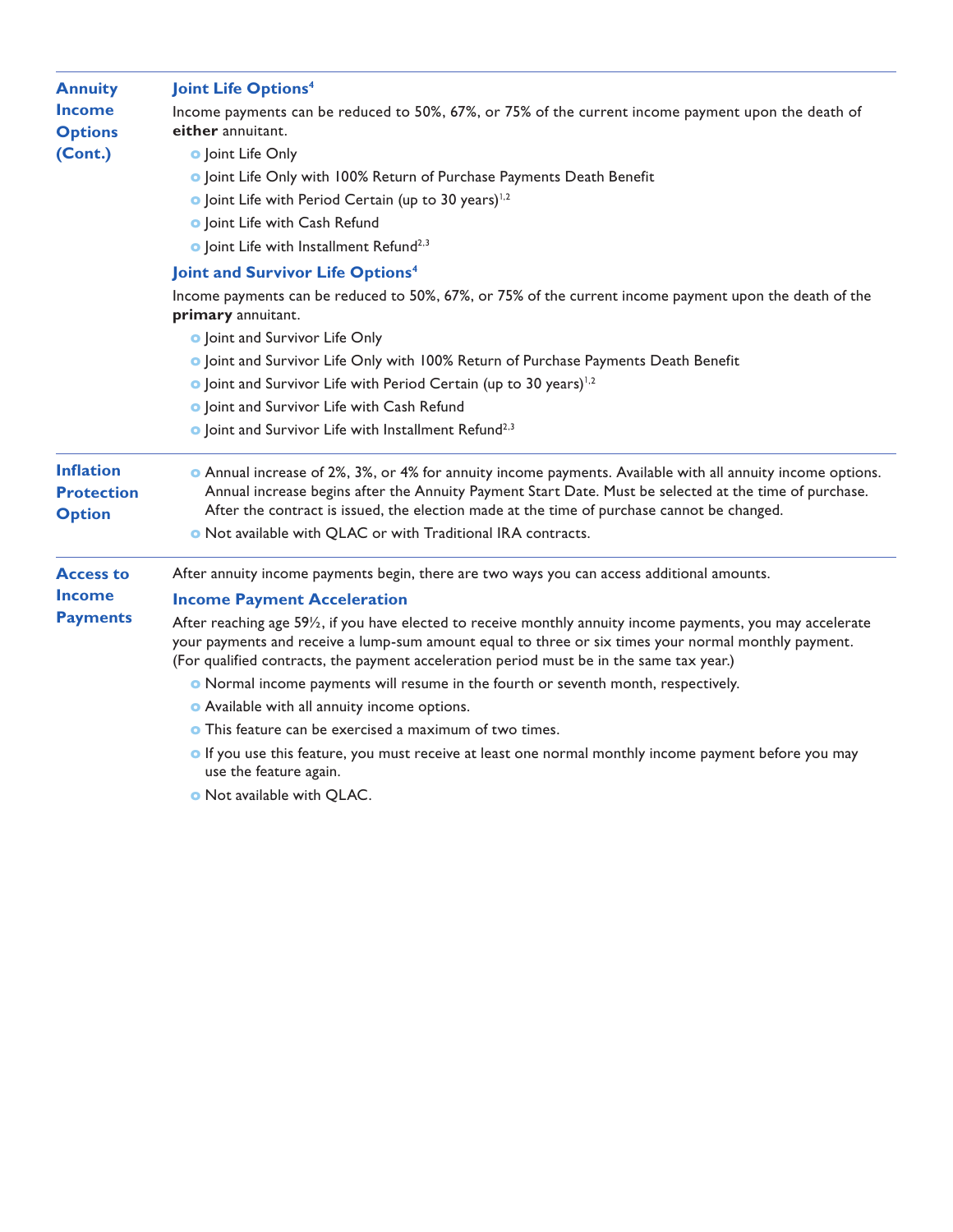## Annuity Income Options (Cont.)

### Joint Life Options[4]

Income payments can be reduced to 50%, 67%, or 75% of the current income payment upon the death of **either** annuitant.

- Joint Life Only
- Joint Life Only with 100% Return of Purchase Payments Death Benefit
- Joint Life with Period Certain (up to 30 years)[1,2]
- Joint Life with Cash Refund
- Joint Life with Installment Refund[2,3]

### Joint and Survivor Life Options[4]

Income payments can be reduced to 50%, 67%, or 75% of the current income payment upon the death of the **primary** annuitant.

- Joint and Survivor Life Only
- Joint and Survivor Life Only with 100% Return of Purchase Payments Death Benefit
- Joint and Survivor Life with Period Certain (up to 30 years)[1,2]
- Joint and Survivor Life with Cash Refund
- Joint and Survivor Life with Installment Refund[2,3]

## Inflation Protection Option

- Annual increase of 2%, 3%, or 4% for annuity income payments. Available with all annuity income options. Annual increase begins after the Annuity Payment Start Date. Must be selected at the time of purchase. After the contract is issued, the election made at the time of purchase cannot be changed.
- Not available with QLAC or with Traditional IRA contracts.

## Access to Income Payments

After annuity income payments begin, there are two ways you can access additional amounts.

### Income Payment Acceleration

After reaching age 59½, if you have elected to receive monthly annuity income payments, you may accelerate your payments and receive a lump-sum amount equal to three or six times your normal monthly payment. (For qualified contracts, the payment acceleration period must be in the same tax year.)

- Normal income payments will resume in the fourth or seventh month, respectively.
- Available with all annuity income options.
- This feature can be exercised a maximum of two times.
- If you use this feature, you must receive at least one normal monthly income payment before you may use the feature again.
- Not available with QLAC.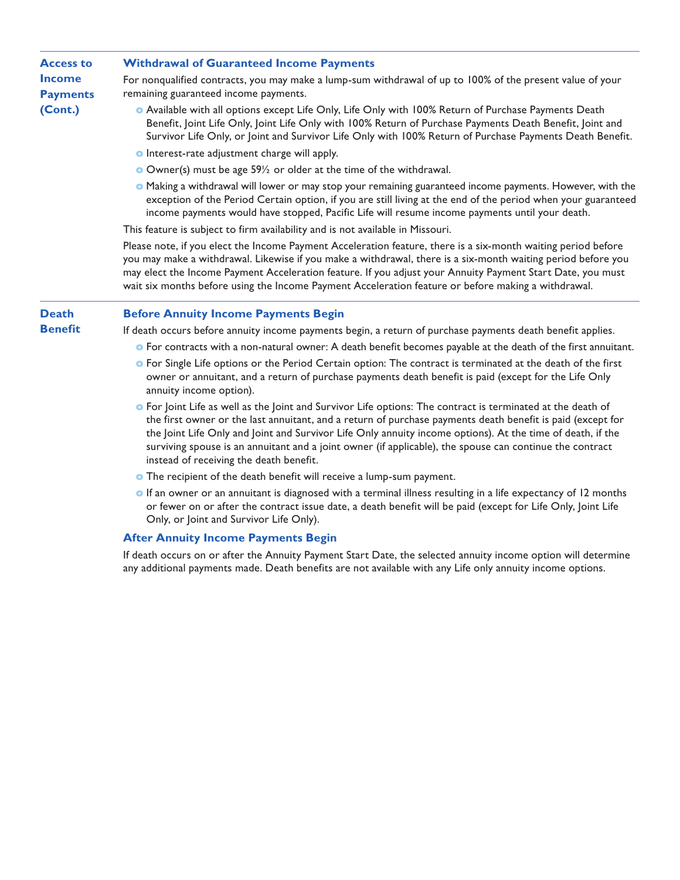## Access to Income Payments (Cont.)

### Withdrawal of Guaranteed Income Payments

For nonqualified contracts, you may make a lump-sum withdrawal of up to 100% of the present value of your remaining guaranteed income payments.

- Available with all options except Life Only, Life Only with 100% Return of Purchase Payments Death Benefit, Joint Life Only, Joint Life Only with 100% Return of Purchase Payments Death Benefit, Joint and Survivor Life Only, or Joint and Survivor Life Only with 100% Return of Purchase Payments Death Benefit.
- Interest-rate adjustment charge will apply.
- Owner(s) must be age 59½ or older at the time of the withdrawal.
- Making a withdrawal will lower or may stop your remaining guaranteed income payments. However, with the exception of the Period Certain option, if you are still living at the end of the period when your guaranteed income payments would have stopped, Pacific Life will resume income payments until your death.

This feature is subject to firm availability and is not available in Missouri.

Please note, if you elect the Income Payment Acceleration feature, there is a six-month waiting period before you may make a withdrawal. Likewise if you make a withdrawal, there is a six-month waiting period before you may elect the Income Payment Acceleration feature. If you adjust your Annuity Payment Start Date, you must wait six months before using the Income Payment Acceleration feature or before making a withdrawal.

## Death Benefit

### Before Annuity Income Payments Begin

If death occurs before annuity income payments begin, a return of purchase payments death benefit applies.

- For contracts with a non-natural owner: A death benefit becomes payable at the death of the first annuitant.
- For Single Life options or the Period Certain option: The contract is terminated at the death of the first owner or annuitant, and a return of purchase payments death benefit is paid (except for the Life Only annuity income option).
- For Joint Life as well as the Joint and Survivor Life options: The contract is terminated at the death of the first owner or the last annuitant, and a return of purchase payments death benefit is paid (except for the Joint Life Only and Joint and Survivor Life Only annuity income options). At the time of death, if the surviving spouse is an annuitant and a joint owner (if applicable), the spouse can continue the contract instead of receiving the death benefit.
- The recipient of the death benefit will receive a lump-sum payment.
- If an owner or an annuitant is diagnosed with a terminal illness resulting in a life expectancy of 12 months or fewer on or after the contract issue date, a death benefit will be paid (except for Life Only, Joint Life Only, or Joint and Survivor Life Only).

### After Annuity Income Payments Begin

If death occurs on or after the Annuity Payment Start Date, the selected annuity income option will determine any additional payments made. Death benefits are not available with any Life only annuity income options.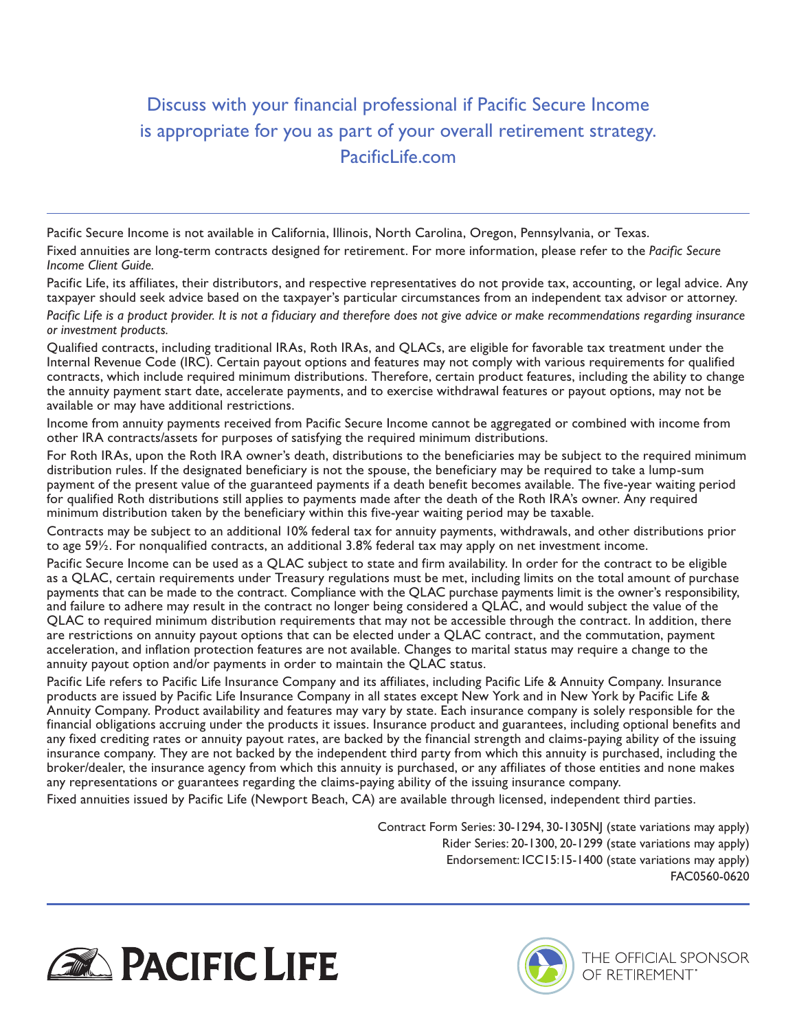Discuss with your financial professional if Pacific Secure Income is appropriate for you as part of your overall retirement strategy.
PacificLife.com

---

Pacific Secure Income is not available in California, Illinois, North Carolina, Oregon, Pennsylvania, or Texas.

Fixed annuities are long-term contracts designed for retirement. For more information, please refer to the *Pacific Secure Income Client Guide.*

Pacific Life, its affiliates, their distributors, and respective representatives do not provide tax, accounting, or legal advice. Any taxpayer should seek advice based on the taxpayer's particular circumstances from an independent tax advisor or attorney.

*Pacific Life is a product provider. It is not a fiduciary and therefore does not give advice or make recommendations regarding insurance or investment products.*

Qualified contracts, including traditional IRAs, Roth IRAs, and QLACs, are eligible for favorable tax treatment under the Internal Revenue Code (IRC). Certain payout options and features may not comply with various requirements for qualified contracts, which include required minimum distributions. Therefore, certain product features, including the ability to change the annuity payment start date, accelerate payments, and to exercise withdrawal features or payout options, may not be available or may have additional restrictions.

Income from annuity payments received from Pacific Secure Income cannot be aggregated or combined with income from other IRA contracts/assets for purposes of satisfying the required minimum distributions.

For Roth IRAs, upon the Roth IRA owner's death, distributions to the beneficiaries may be subject to the required minimum distribution rules. If the designated beneficiary is not the spouse, the beneficiary may be required to take a lump-sum payment of the present value of the guaranteed payments if a death benefit becomes available. The five-year waiting period for qualified Roth distributions still applies to payments made after the death of the Roth IRA's owner. Any required minimum distribution taken by the beneficiary within this five-year waiting period may be taxable.

Contracts may be subject to an additional 10% federal tax for annuity payments, withdrawals, and other distributions prior to age 59½. For nonqualified contracts, an additional 3.8% federal tax may apply on net investment income.

Pacific Secure Income can be used as a QLAC subject to state and firm availability. In order for the contract to be eligible as a QLAC, certain requirements under Treasury regulations must be met, including limits on the total amount of purchase payments that can be made to the contract. Compliance with the QLAC purchase payments limit is the owner's responsibility, and failure to adhere may result in the contract no longer being considered a QLAC, and would subject the value of the QLAC to required minimum distribution requirements that may not be accessible through the contract. In addition, there are restrictions on annuity payout options that can be elected under a QLAC contract, and the commutation, payment acceleration, and inflation protection features are not available. Changes to marital status may require a change to the annuity payout option and/or payments in order to maintain the QLAC status.

Pacific Life refers to Pacific Life Insurance Company and its affiliates, including Pacific Life & Annuity Company. Insurance products are issued by Pacific Life Insurance Company in all states except New York and in New York by Pacific Life & Annuity Company. Product availability and features may vary by state. Each insurance company is solely responsible for the financial obligations accruing under the products it issues. Insurance product and guarantees, including optional benefits and any fixed crediting rates or annuity payout rates, are backed by the financial strength and claims-paying ability of the issuing insurance company. They are not backed by the independent third party from which this annuity is purchased, including the broker/dealer, the insurance agency from which this annuity is purchased, or any affiliates of those entities and none makes any representations or guarantees regarding the claims-paying ability of the issuing insurance company.

Fixed annuities issued by Pacific Life (Newport Beach, CA) are available through licensed, independent third parties.

Contract Form Series: 30-1294, 30-1305NJ (state variations may apply)
Rider Series: 20-1300, 20-1299 (state variations may apply)
Endorsement: ICC15:15-1400 (state variations may apply)
FAC0560-0620

PACIFIC LIFE

THE OFFICIAL SPONSOR OF RETIREMENT®